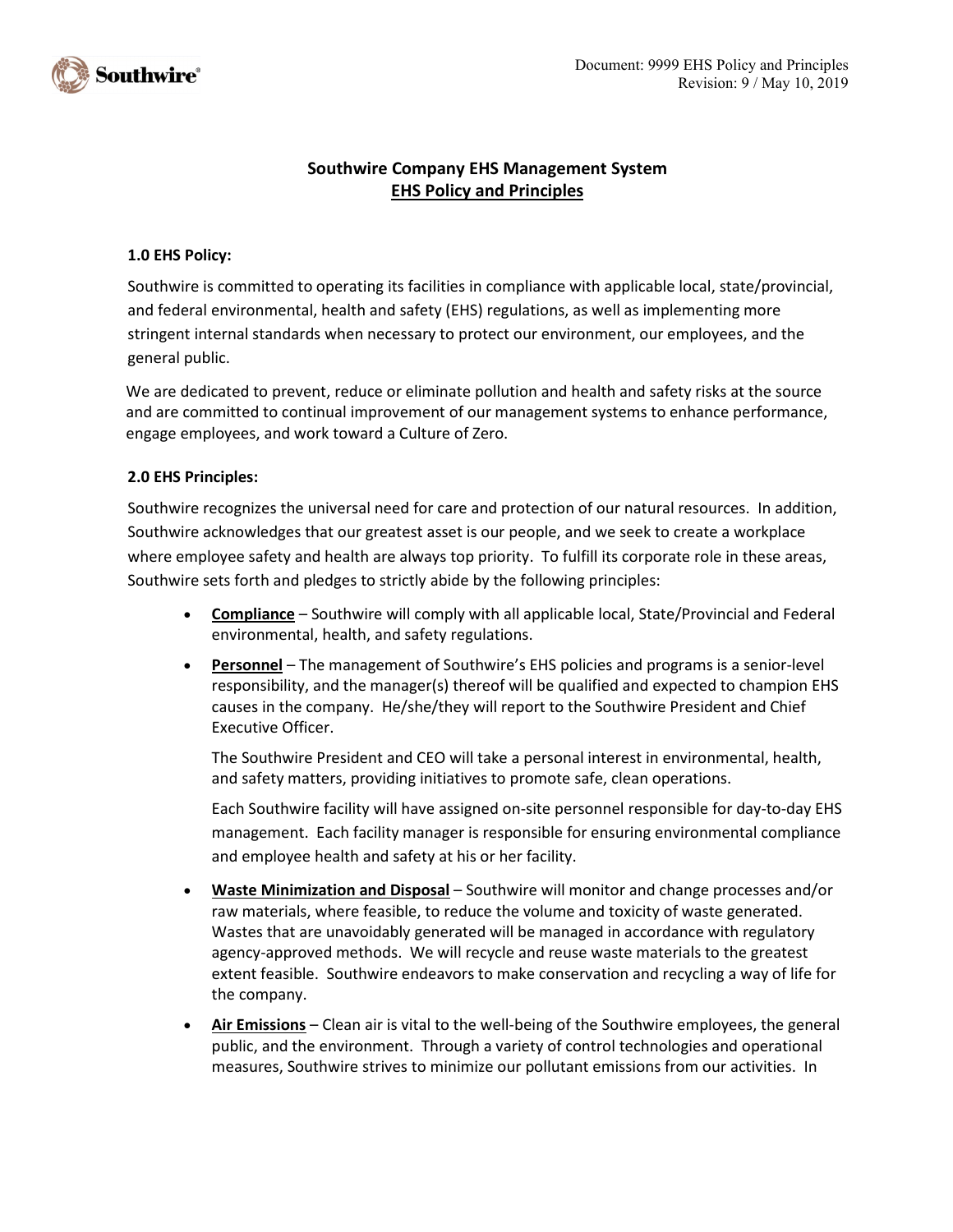# Southwire Company EHS Management System

## EHS Policy and Principles

### 1.0 EHS Policy:

Southwire is committed to operating its facilities in compliance with applicable local, state/provincial, and federal environmental, health and safety (EHS) regulations, as well as implementing more stringent internal standards when necessary to protect our environment, our employees, and the general public.

We are dedicated to prevent, reduce or eliminate pollution and health and safety risks at the source and are committed to continual improvement of our management systems to enhance performance, engage employees, and work toward a Culture of Zero.

### 2.0 EHS Principles:

Southwire recognizes the universal need for care and protection of our natural resources. In addition, Southwire acknowledges that our greatest asset is our people, and we seek to create a workplace where employee safety and health are always top priority. To fulfill its corporate role in these areas, Southwire sets forth and pledges to strictly abide by the following principles:

- **Compliance** – Southwire will comply with all applicable local, State/Provincial and Federal environmental, health, and safety regulations.
- **Personnel** – The management of Southwire's EHS policies and programs is a senior-level responsibility, and the manager(s) thereof will be qualified and expected to champion EHS causes in the company. He/she/they will report to the Southwire President and Chief Executive Officer.

  The Southwire President and CEO will take a personal interest in environmental, health, and safety matters, providing initiatives to promote safe, clean operations.

  Each Southwire facility will have assigned on-site personnel responsible for day-to-day EHS management. Each facility manager is responsible for ensuring environmental compliance and employee health and safety at his or her facility.

- **Waste Minimization and Disposal** – Southwire will monitor and change processes and/or raw materials, where feasible, to reduce the volume and toxicity of waste generated. Wastes that are unavoidably generated will be managed in accordance with regulatory agency-approved methods. We will recycle and reuse waste materials to the greatest extent feasible. Southwire endeavors to make conservation and recycling a way of life for the company.
- **Air Emissions** – Clean air is vital to the well-being of the Southwire employees, the general public, and the environment. Through a variety of control technologies and operational measures, Southwire strives to minimize our pollutant emissions from our activities. In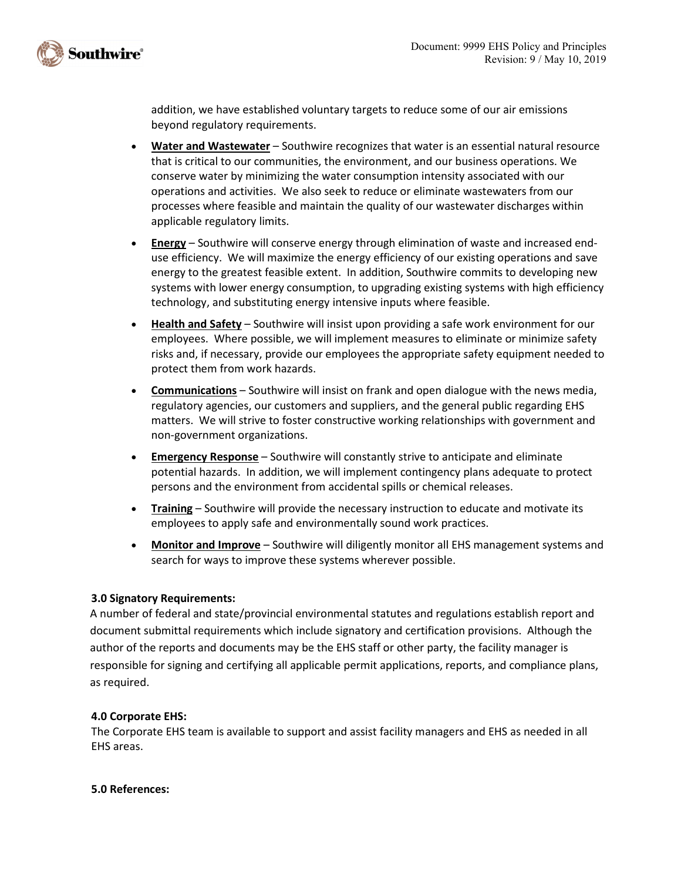addition, we have established voluntary targets to reduce some of our air emissions beyond regulatory requirements.

- **Water and Wastewater** – Southwire recognizes that water is an essential natural resource that is critical to our communities, the environment, and our business operations. We conserve water by minimizing the water consumption intensity associated with our operations and activities. We also seek to reduce or eliminate wastewaters from our processes where feasible and maintain the quality of our wastewater discharges within applicable regulatory limits.
- **Energy** – Southwire will conserve energy through elimination of waste and increased end-use efficiency. We will maximize the energy efficiency of our existing operations and save energy to the greatest feasible extent. In addition, Southwire commits to developing new systems with lower energy consumption, to upgrading existing systems with high efficiency technology, and substituting energy intensive inputs where feasible.
- **Health and Safety** – Southwire will insist upon providing a safe work environment for our employees. Where possible, we will implement measures to eliminate or minimize safety risks and, if necessary, provide our employees the appropriate safety equipment needed to protect them from work hazards.
- **Communications** – Southwire will insist on frank and open dialogue with the news media, regulatory agencies, our customers and suppliers, and the general public regarding EHS matters. We will strive to foster constructive working relationships with government and non-government organizations.
- **Emergency Response** – Southwire will constantly strive to anticipate and eliminate potential hazards. In addition, we will implement contingency plans adequate to protect persons and the environment from accidental spills or chemical releases.
- **Training** – Southwire will provide the necessary instruction to educate and motivate its employees to apply safe and environmentally sound work practices.
- **Monitor and Improve** – Southwire will diligently monitor all EHS management systems and search for ways to improve these systems wherever possible.

**3.0 Signatory Requirements:**

A number of federal and state/provincial environmental statutes and regulations establish report and document submittal requirements which include signatory and certification provisions. Although the author of the reports and documents may be the EHS staff or other party, the facility manager is responsible for signing and certifying all applicable permit applications, reports, and compliance plans, as required.

**4.0 Corporate EHS:**

The Corporate EHS team is available to support and assist facility managers and EHS as needed in all EHS areas.

**5.0 References:**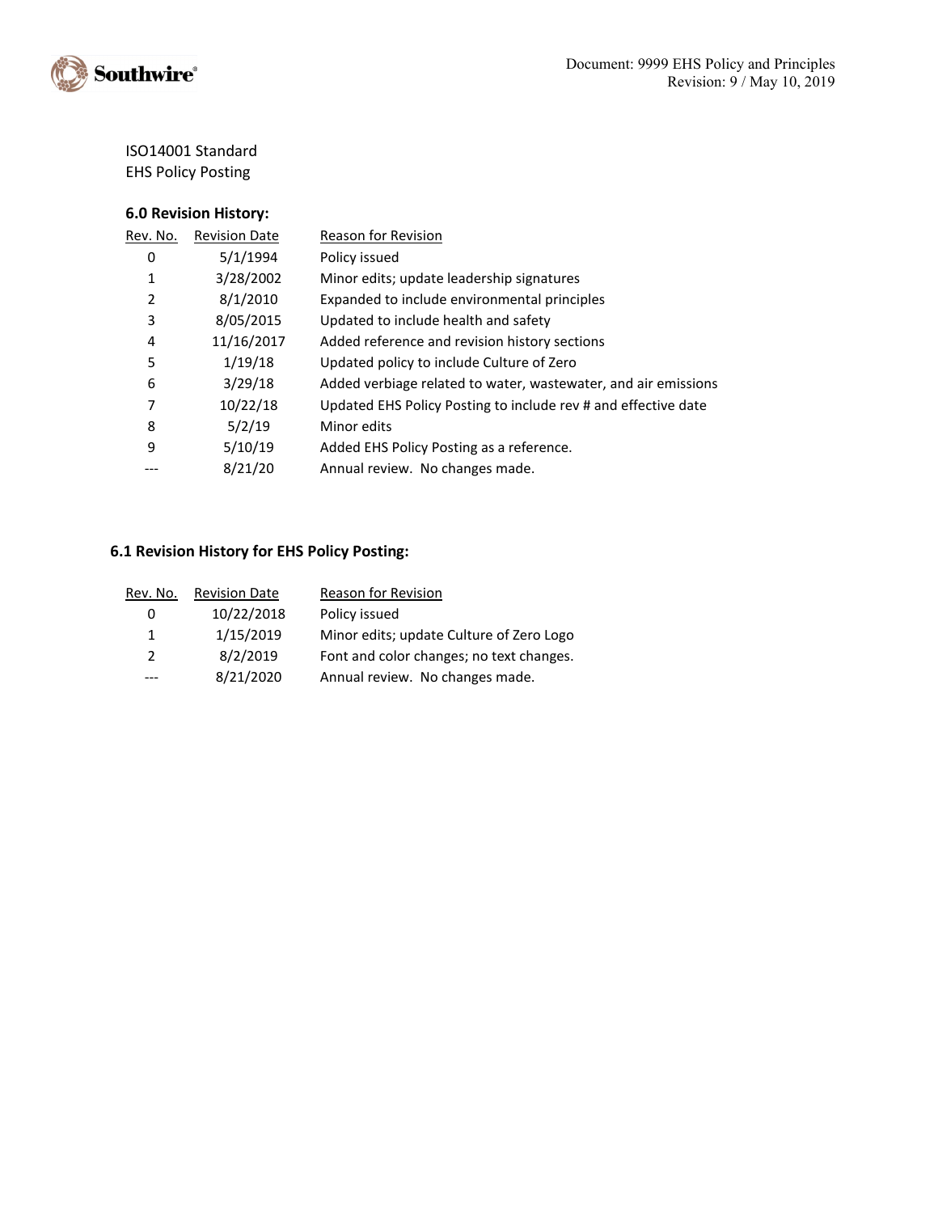ISO14001 Standard
EHS Policy Posting

**6.0 Revision History:**

| Rev. No. | Revision Date | Reason for Revision |
|---|---|---|
| 0 | 5/1/1994 | Policy issued |
| 1 | 3/28/2002 | Minor edits; update leadership signatures |
| 2 | 8/1/2010 | Expanded to include environmental principles |
| 3 | 8/05/2015 | Updated to include health and safety |
| 4 | 11/16/2017 | Added reference and revision history sections |
| 5 | 1/19/18 | Updated policy to include Culture of Zero |
| 6 | 3/29/18 | Added verbiage related to water, wastewater, and air emissions |
| 7 | 10/22/18 | Updated EHS Policy Posting to include rev # and effective date |
| 8 | 5/2/19 | Minor edits |
| 9 | 5/10/19 | Added EHS Policy Posting as a reference. |
| --- | 8/21/20 | Annual review. No changes made. |

**6.1 Revision History for EHS Policy Posting:**

| Rev. No. | Revision Date | Reason for Revision |
|---|---|---|
| 0 | 10/22/2018 | Policy issued |
| 1 | 1/15/2019 | Minor edits; update Culture of Zero Logo |
| 2 | 8/2/2019 | Font and color changes; no text changes. |
| --- | 8/21/2020 | Annual review. No changes made. |